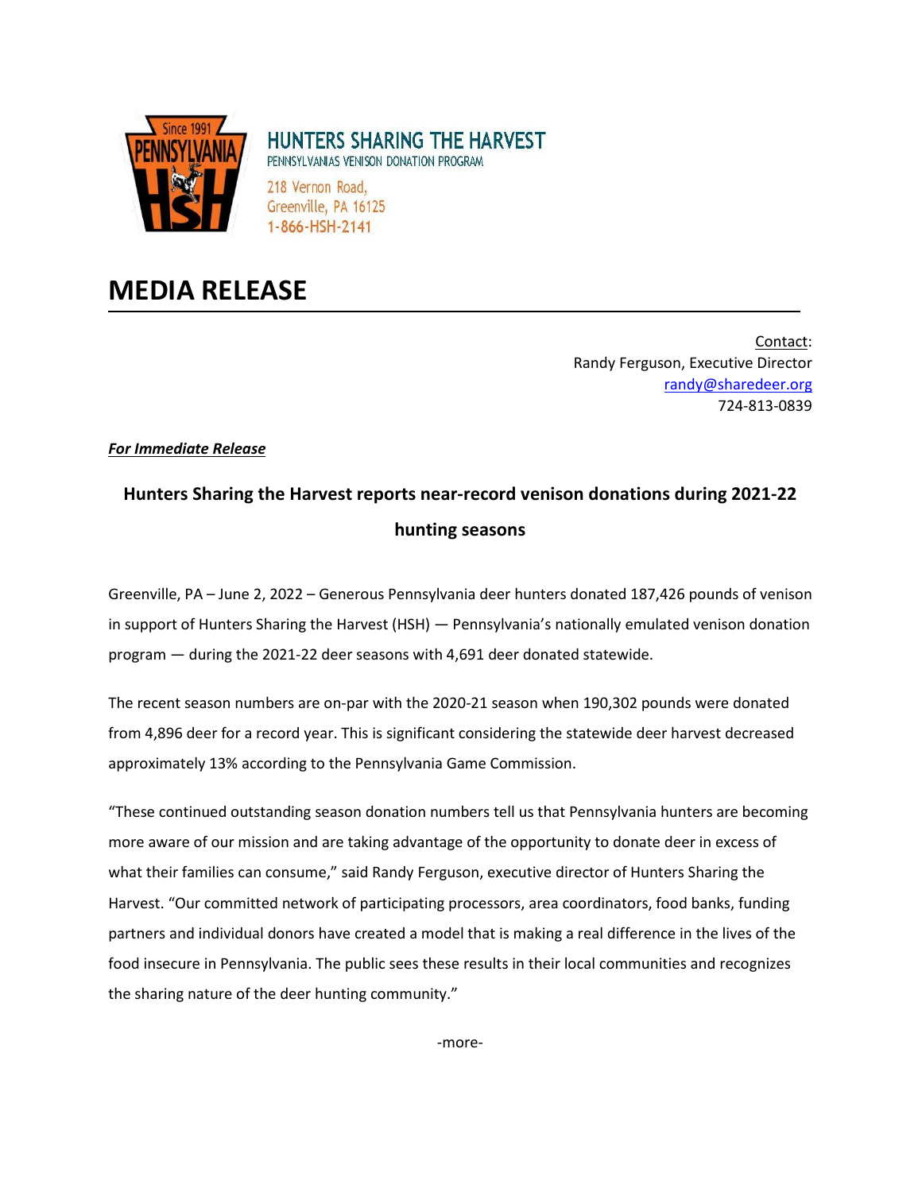HUNTERS SHARING THE HARVEST
PENNSYLVANIAS VENISON DONATION PROGRAM
218 Vernon Road,
Greenville, PA 16125
1-866-HSH-2141

# MEDIA RELEASE

Contact:
Randy Ferguson, Executive Director
randy@sharedeer.org
724-813-0839

***For Immediate Release***

## Hunters Sharing the Harvest reports near-record venison donations during 2021-22 hunting seasons

Greenville, PA – June 2, 2022 – Generous Pennsylvania deer hunters donated 187,426 pounds of venison in support of Hunters Sharing the Harvest (HSH) — Pennsylvania's nationally emulated venison donation program — during the 2021-22 deer seasons with 4,691 deer donated statewide.

The recent season numbers are on-par with the 2020-21 season when 190,302 pounds were donated from 4,896 deer for a record year. This is significant considering the statewide deer harvest decreased approximately 13% according to the Pennsylvania Game Commission.

"These continued outstanding season donation numbers tell us that Pennsylvania hunters are becoming more aware of our mission and are taking advantage of the opportunity to donate deer in excess of what their families can consume," said Randy Ferguson, executive director of Hunters Sharing the Harvest. "Our committed network of participating processors, area coordinators, food banks, funding partners and individual donors have created a model that is making a real difference in the lives of the food insecure in Pennsylvania. The public sees these results in their local communities and recognizes the sharing nature of the deer hunting community."

-more-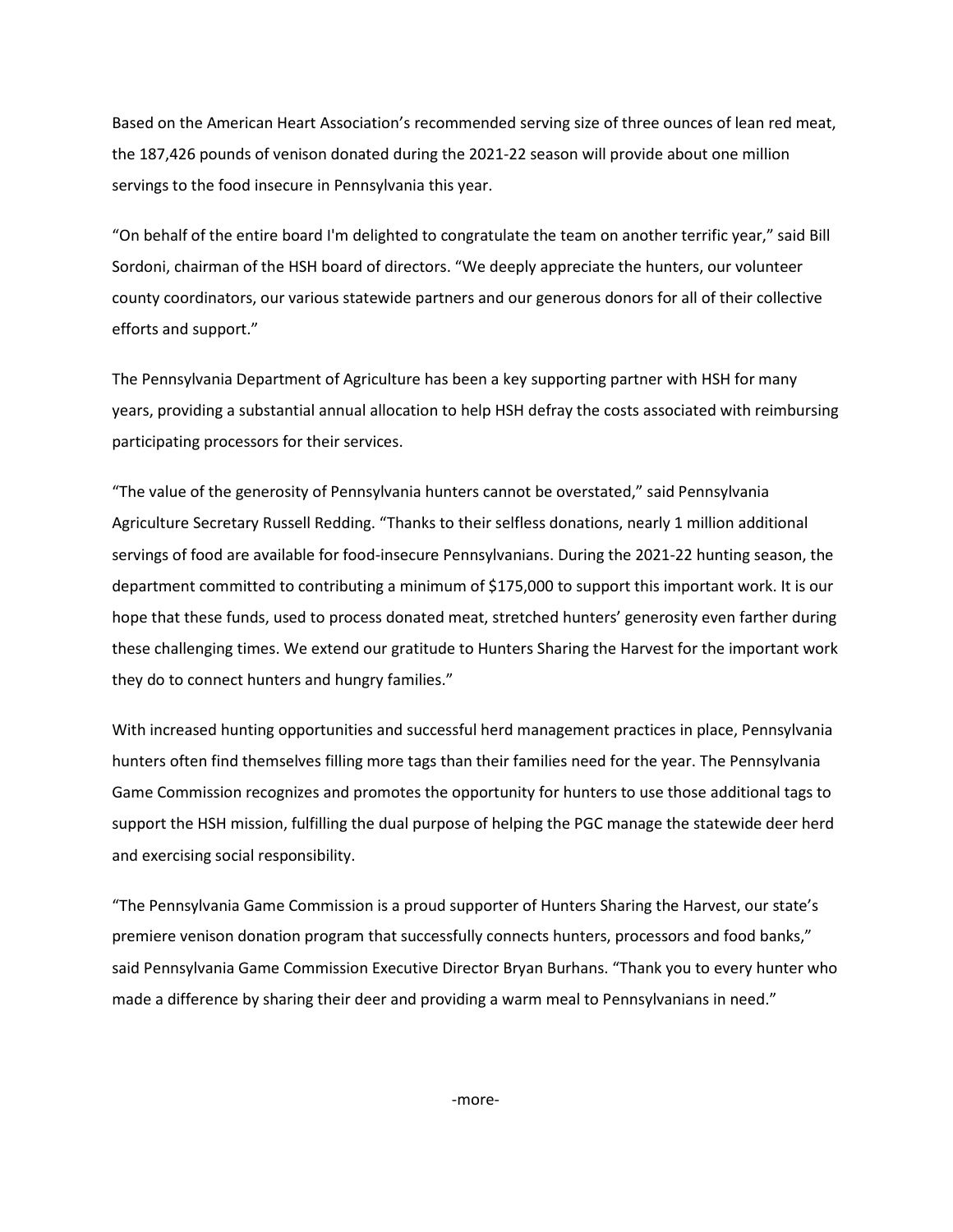Based on the American Heart Association's recommended serving size of three ounces of lean red meat, the 187,426 pounds of venison donated during the 2021-22 season will provide about one million servings to the food insecure in Pennsylvania this year.

"On behalf of the entire board I'm delighted to congratulate the team on another terrific year," said Bill Sordoni, chairman of the HSH board of directors. "We deeply appreciate the hunters, our volunteer county coordinators, our various statewide partners and our generous donors for all of their collective efforts and support."

The Pennsylvania Department of Agriculture has been a key supporting partner with HSH for many years, providing a substantial annual allocation to help HSH defray the costs associated with reimbursing participating processors for their services.

"The value of the generosity of Pennsylvania hunters cannot be overstated," said Pennsylvania Agriculture Secretary Russell Redding. "Thanks to their selfless donations, nearly 1 million additional servings of food are available for food-insecure Pennsylvanians. During the 2021-22 hunting season, the department committed to contributing a minimum of $175,000 to support this important work. It is our hope that these funds, used to process donated meat, stretched hunters' generosity even farther during these challenging times. We extend our gratitude to Hunters Sharing the Harvest for the important work they do to connect hunters and hungry families."

With increased hunting opportunities and successful herd management practices in place, Pennsylvania hunters often find themselves filling more tags than their families need for the year. The Pennsylvania Game Commission recognizes and promotes the opportunity for hunters to use those additional tags to support the HSH mission, fulfilling the dual purpose of helping the PGC manage the statewide deer herd and exercising social responsibility.

"The Pennsylvania Game Commission is a proud supporter of Hunters Sharing the Harvest, our state's premiere venison donation program that successfully connects hunters, processors and food banks," said Pennsylvania Game Commission Executive Director Bryan Burhans. "Thank you to every hunter who made a difference by sharing their deer and providing a warm meal to Pennsylvanians in need."

-more-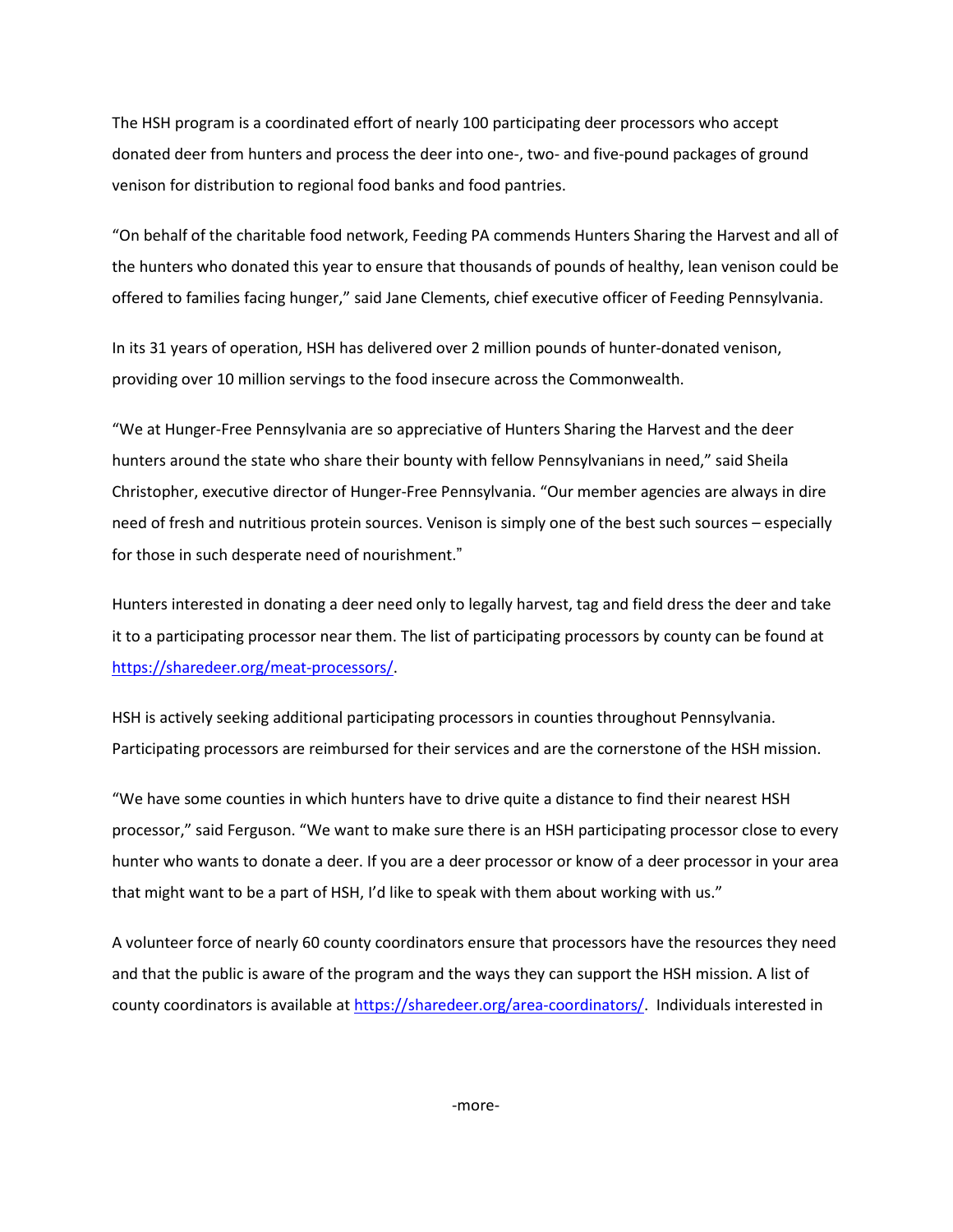The HSH program is a coordinated effort of nearly 100 participating deer processors who accept donated deer from hunters and process the deer into one-, two- and five-pound packages of ground venison for distribution to regional food banks and food pantries.

"On behalf of the charitable food network, Feeding PA commends Hunters Sharing the Harvest and all of the hunters who donated this year to ensure that thousands of pounds of healthy, lean venison could be offered to families facing hunger," said Jane Clements, chief executive officer of Feeding Pennsylvania.

In its 31 years of operation, HSH has delivered over 2 million pounds of hunter-donated venison, providing over 10 million servings to the food insecure across the Commonwealth.

"We at Hunger-Free Pennsylvania are so appreciative of Hunters Sharing the Harvest and the deer hunters around the state who share their bounty with fellow Pennsylvanians in need," said Sheila Christopher, executive director of Hunger-Free Pennsylvania. "Our member agencies are always in dire need of fresh and nutritious protein sources. Venison is simply one of the best such sources – especially for those in such desperate need of nourishment."

Hunters interested in donating a deer need only to legally harvest, tag and field dress the deer and take it to a participating processor near them. The list of participating processors by county can be found at [https://sharedeer.org/meat-processors/](https://sharedeer.org/meat-processors/).

HSH is actively seeking additional participating processors in counties throughout Pennsylvania. Participating processors are reimbursed for their services and are the cornerstone of the HSH mission.

"We have some counties in which hunters have to drive quite a distance to find their nearest HSH processor," said Ferguson. "We want to make sure there is an HSH participating processor close to every hunter who wants to donate a deer. If you are a deer processor or know of a deer processor in your area that might want to be a part of HSH, I'd like to speak with them about working with us."

A volunteer force of nearly 60 county coordinators ensure that processors have the resources they need and that the public is aware of the program and the ways they can support the HSH mission. A list of county coordinators is available at [https://sharedeer.org/area-coordinators/](https://sharedeer.org/area-coordinators/). Individuals interested in

-more-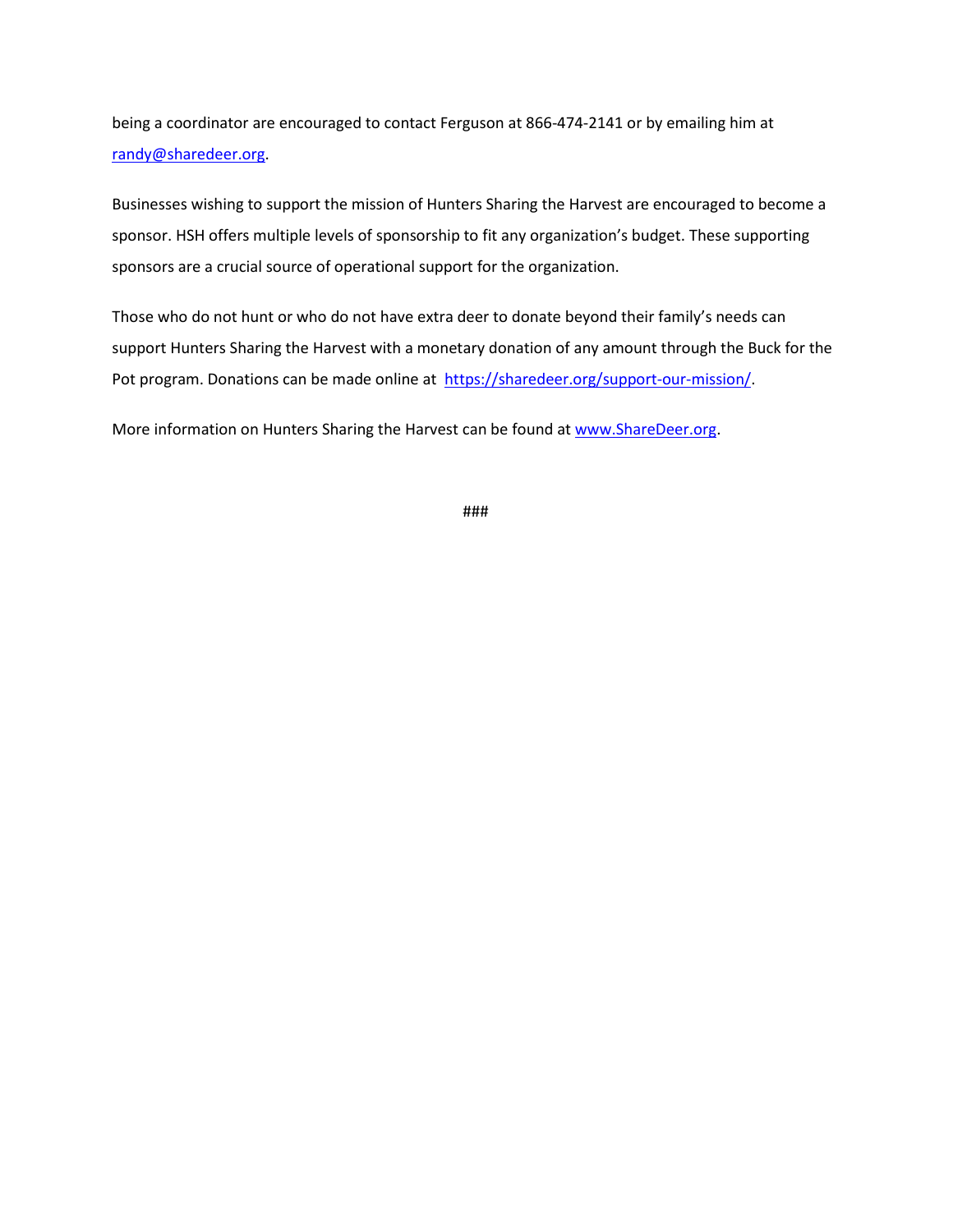being a coordinator are encouraged to contact Ferguson at 866-474-2141 or by emailing him at randy@sharedeer.org.

Businesses wishing to support the mission of Hunters Sharing the Harvest are encouraged to become a sponsor. HSH offers multiple levels of sponsorship to fit any organization's budget. These supporting sponsors are a crucial source of operational support for the organization.

Those who do not hunt or who do not have extra deer to donate beyond their family's needs can support Hunters Sharing the Harvest with a monetary donation of any amount through the Buck for the Pot program. Donations can be made online at https://sharedeer.org/support-our-mission/.

More information on Hunters Sharing the Harvest can be found at www.ShareDeer.org.

###